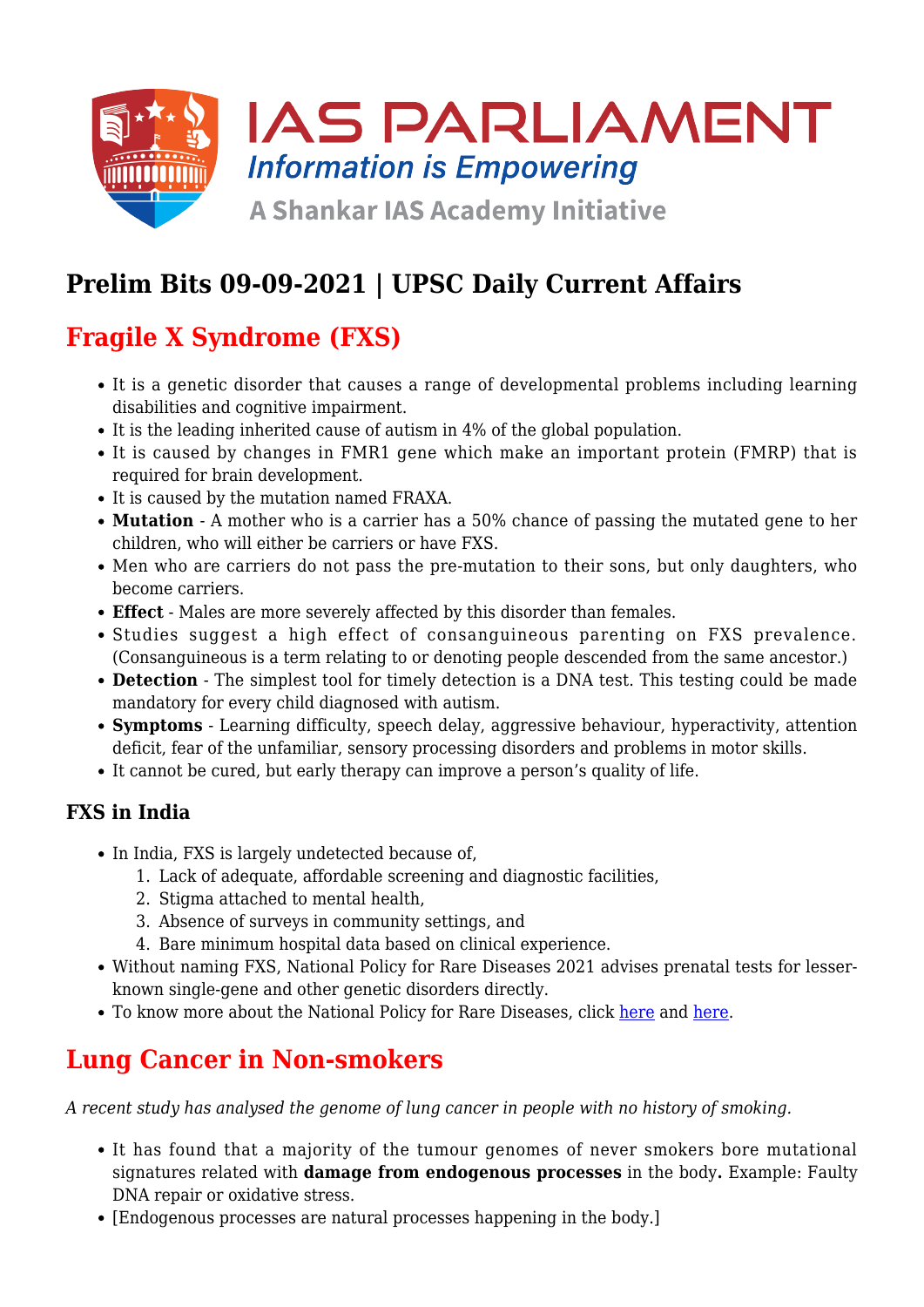# Prelim Bits 09-09-2021 | UPSC Daily Current Affairs

## Fragile X Syndrome (FXS)

- It is a genetic disorder that causes a range of developmental problems including learning disabilities and cognitive impairment.
- It is the leading inherited cause of autism in 4% of the global population.
- It is caused by changes in FMR1 gene which make an important protein (FMRP) that is required for brain development.
- It is caused by the mutation named FRAXA.
- **Mutation** - A mother who is a carrier has a 50% chance of passing the mutated gene to her children, who will either be carriers or have FXS.
- Men who are carriers do not pass the pre-mutation to their sons, but only daughters, who become carriers.
- **Effect** - Males are more severely affected by this disorder than females.
- Studies suggest a high effect of consanguineous parenting on FXS prevalence. (Consanguineous is a term relating to or denoting people descended from the same ancestor.)
- **Detection** - The simplest tool for timely detection is a DNA test. This testing could be made mandatory for every child diagnosed with autism.
- **Symptoms** - Learning difficulty, speech delay, aggressive behaviour, hyperactivity, attention deficit, fear of the unfamiliar, sensory processing disorders and problems in motor skills.
- It cannot be cured, but early therapy can improve a person's quality of life.

### FXS in India

- In India, FXS is largely undetected because of,
  1. Lack of adequate, affordable screening and diagnostic facilities,
  2. Stigma attached to mental health,
  3. Absence of surveys in community settings, and
  4. Bare minimum hospital data based on clinical experience.
- Without naming FXS, National Policy for Rare Diseases 2021 advises prenatal tests for lesser-known single-gene and other genetic disorders directly.
- To know more about the National Policy for Rare Diseases, click here and here.

## Lung Cancer in Non-smokers

*A recent study has analysed the genome of lung cancer in people with no history of smoking.*

- It has found that a majority of the tumour genomes of never smokers bore mutational signatures related with **damage from endogenous processes** in the body**.** Example: Faulty DNA repair or oxidative stress.
- [Endogenous processes are natural processes happening in the body.]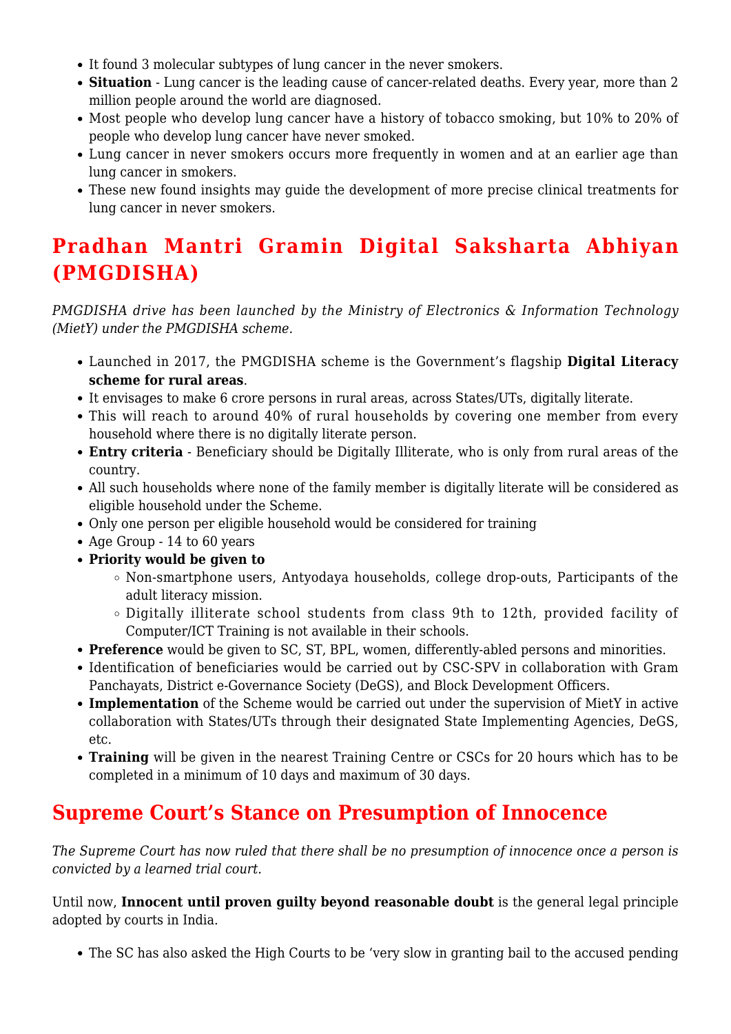- It found 3 molecular subtypes of lung cancer in the never smokers.
- **Situation** - Lung cancer is the leading cause of cancer-related deaths. Every year, more than 2 million people around the world are diagnosed.
- Most people who develop lung cancer have a history of tobacco smoking, but 10% to 20% of people who develop lung cancer have never smoked.
- Lung cancer in never smokers occurs more frequently in women and at an earlier age than lung cancer in smokers.
- These new found insights may guide the development of more precise clinical treatments for lung cancer in never smokers.

## Pradhan Mantri Gramin Digital Saksharta Abhiyan (PMGDISHA)

*PMGDISHA drive has been launched by the Ministry of Electronics & Information Technology (MietY) under the PMGDISHA scheme.*

- Launched in 2017, the PMGDISHA scheme is the Government's flagship **Digital Literacy scheme for rural areas**.
- It envisages to make 6 crore persons in rural areas, across States/UTs, digitally literate.
- This will reach to around 40% of rural households by covering one member from every household where there is no digitally literate person.
- **Entry criteria** - Beneficiary should be Digitally Illiterate, who is only from rural areas of the country.
- All such households where none of the family member is digitally literate will be considered as eligible household under the Scheme.
- Only one person per eligible household would be considered for training
- Age Group - 14 to 60 years
- **Priority would be given to**
  - Non-smartphone users, Antyodaya households, college drop-outs, Participants of the adult literacy mission.
  - Digitally illiterate school students from class 9th to 12th, provided facility of Computer/ICT Training is not available in their schools.
- **Preference** would be given to SC, ST, BPL, women, differently-abled persons and minorities.
- Identification of beneficiaries would be carried out by CSC-SPV in collaboration with Gram Panchayats, District e-Governance Society (DeGS), and Block Development Officers.
- **Implementation** of the Scheme would be carried out under the supervision of MietY in active collaboration with States/UTs through their designated State Implementing Agencies, DeGS, etc.
- **Training** will be given in the nearest Training Centre or CSCs for 20 hours which has to be completed in a minimum of 10 days and maximum of 30 days.

## Supreme Court's Stance on Presumption of Innocence

*The Supreme Court has now ruled that there shall be no presumption of innocence once a person is convicted by a learned trial court.*

Until now, **Innocent until proven guilty beyond reasonable doubt** is the general legal principle adopted by courts in India.

- The SC has also asked the High Courts to be 'very slow in granting bail to the accused pending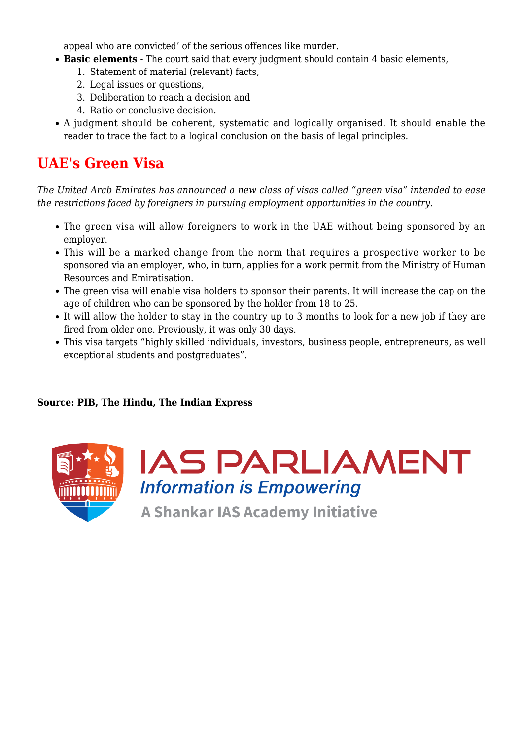appeal who are convicted' of the serious offences like murder.

- **Basic elements** - The court said that every judgment should contain 4 basic elements,
    1. Statement of material (relevant) facts,
    2. Legal issues or questions,
    3. Deliberation to reach a decision and
    4. Ratio or conclusive decision.
- A judgment should be coherent, systematic and logically organised. It should enable the reader to trace the fact to a logical conclusion on the basis of legal principles.

## UAE's Green Visa

*The United Arab Emirates has announced a new class of visas called "green visa" intended to ease the restrictions faced by foreigners in pursuing employment opportunities in the country.*

- The green visa will allow foreigners to work in the UAE without being sponsored by an employer.
- This will be a marked change from the norm that requires a prospective worker to be sponsored via an employer, who, in turn, applies for a work permit from the Ministry of Human Resources and Emiratisation.
- The green visa will enable visa holders to sponsor their parents. It will increase the cap on the age of children who can be sponsored by the holder from 18 to 25.
- It will allow the holder to stay in the country up to 3 months to look for a new job if they are fired from older one. Previously, it was only 30 days.
- This visa targets "highly skilled individuals, investors, business people, entrepreneurs, as well exceptional students and postgraduates".

**Source: PIB, The Hindu, The Indian Express**

IAS PARLIAMENT
*Information is Empowering*
A Shankar IAS Academy Initiative